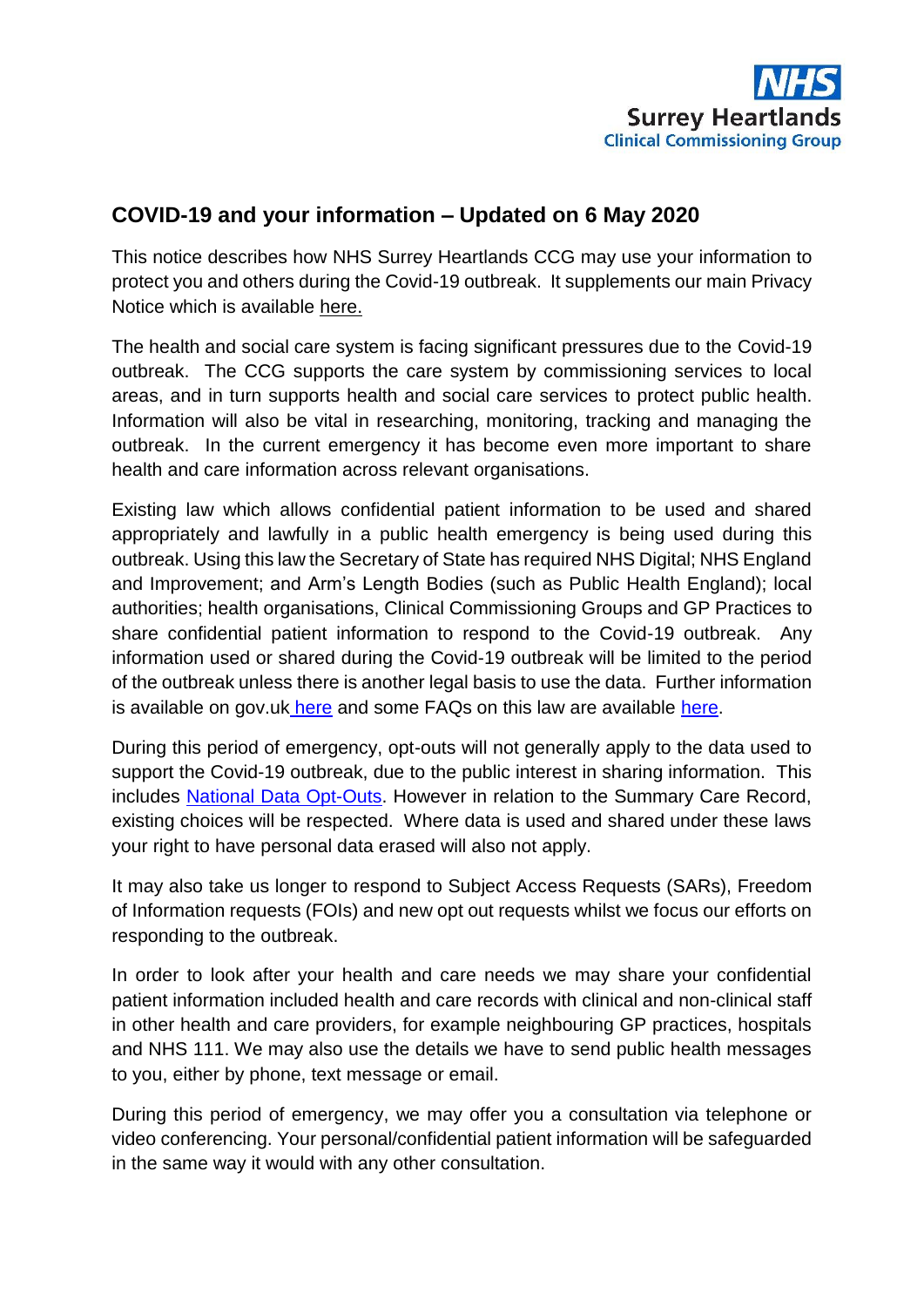NHS Surrey Heartlands Clinical Commissioning Group

## COVID-19 and your information – Updated on 6 May 2020

This notice describes how NHS Surrey Heartlands CCG may use your information to protect you and others during the Covid-19 outbreak. It supplements our main Privacy Notice which is available here.

The health and social care system is facing significant pressures due to the Covid-19 outbreak. The CCG supports the care system by commissioning services to local areas, and in turn supports health and social care services to protect public health. Information will also be vital in researching, monitoring, tracking and managing the outbreak. In the current emergency it has become even more important to share health and care information across relevant organisations.

Existing law which allows confidential patient information to be used and shared appropriately and lawfully in a public health emergency is being used during this outbreak. Using this law the Secretary of State has required NHS Digital; NHS England and Improvement; and Arm's Length Bodies (such as Public Health England); local authorities; health organisations, Clinical Commissioning Groups and GP Practices to share confidential patient information to respond to the Covid-19 outbreak. Any information used or shared during the Covid-19 outbreak will be limited to the period of the outbreak unless there is another legal basis to use the data. Further information is available on gov.uk here and some FAQs on this law are available here.

During this period of emergency, opt-outs will not generally apply to the data used to support the Covid-19 outbreak, due to the public interest in sharing information. This includes National Data Opt-Outs. However in relation to the Summary Care Record, existing choices will be respected. Where data is used and shared under these laws your right to have personal data erased will also not apply.

It may also take us longer to respond to Subject Access Requests (SARs), Freedom of Information requests (FOIs) and new opt out requests whilst we focus our efforts on responding to the outbreak.

In order to look after your health and care needs we may share your confidential patient information included health and care records with clinical and non-clinical staff in other health and care providers, for example neighbouring GP practices, hospitals and NHS 111. We may also use the details we have to send public health messages to you, either by phone, text message or email.

During this period of emergency, we may offer you a consultation via telephone or video conferencing. Your personal/confidential patient information will be safeguarded in the same way it would with any other consultation.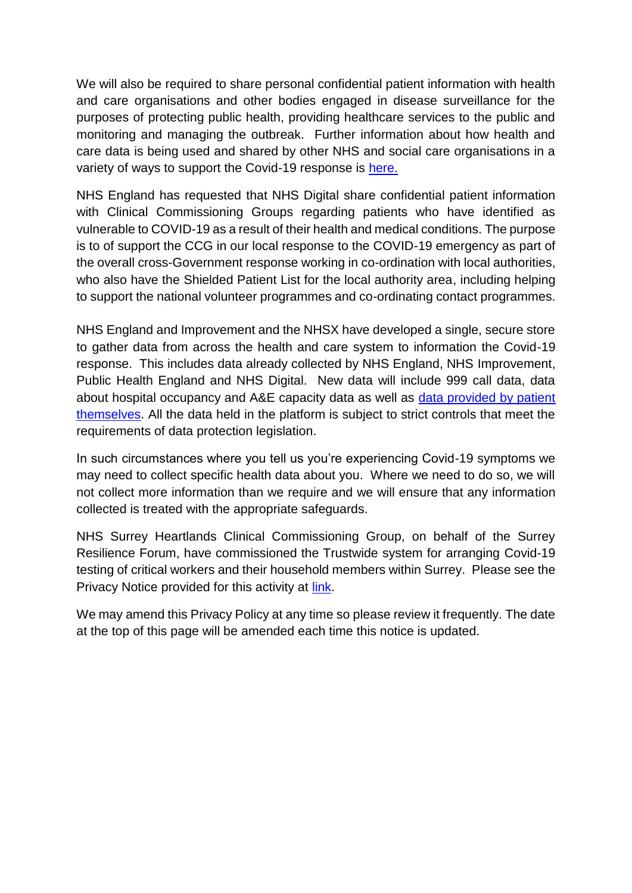We will also be required to share personal confidential patient information with health and care organisations and other bodies engaged in disease surveillance for the purposes of protecting public health, providing healthcare services to the public and monitoring and managing the outbreak. Further information about how health and care data is being used and shared by other NHS and social care organisations in a variety of ways to support the Covid-19 response is here.

NHS England has requested that NHS Digital share confidential patient information with Clinical Commissioning Groups regarding patients who have identified as vulnerable to COVID-19 as a result of their health and medical conditions. The purpose is to of support the CCG in our local response to the COVID-19 emergency as part of the overall cross-Government response working in co-ordination with local authorities, who also have the Shielded Patient List for the local authority area, including helping to support the national volunteer programmes and co-ordinating contact programmes.

NHS England and Improvement and the NHSX have developed a single, secure store to gather data from across the health and care system to information the Covid-19 response. This includes data already collected by NHS England, NHS Improvement, Public Health England and NHS Digital. New data will include 999 call data, data about hospital occupancy and A&E capacity data as well as data provided by patient themselves. All the data held in the platform is subject to strict controls that meet the requirements of data protection legislation.

In such circumstances where you tell us you're experiencing Covid-19 symptoms we may need to collect specific health data about you. Where we need to do so, we will not collect more information than we require and we will ensure that any information collected is treated with the appropriate safeguards.

NHS Surrey Heartlands Clinical Commissioning Group, on behalf of the Surrey Resilience Forum, have commissioned the Trustwide system for arranging Covid-19 testing of critical workers and their household members within Surrey. Please see the Privacy Notice provided for this activity at link.

We may amend this Privacy Policy at any time so please review it frequently. The date at the top of this page will be amended each time this notice is updated.